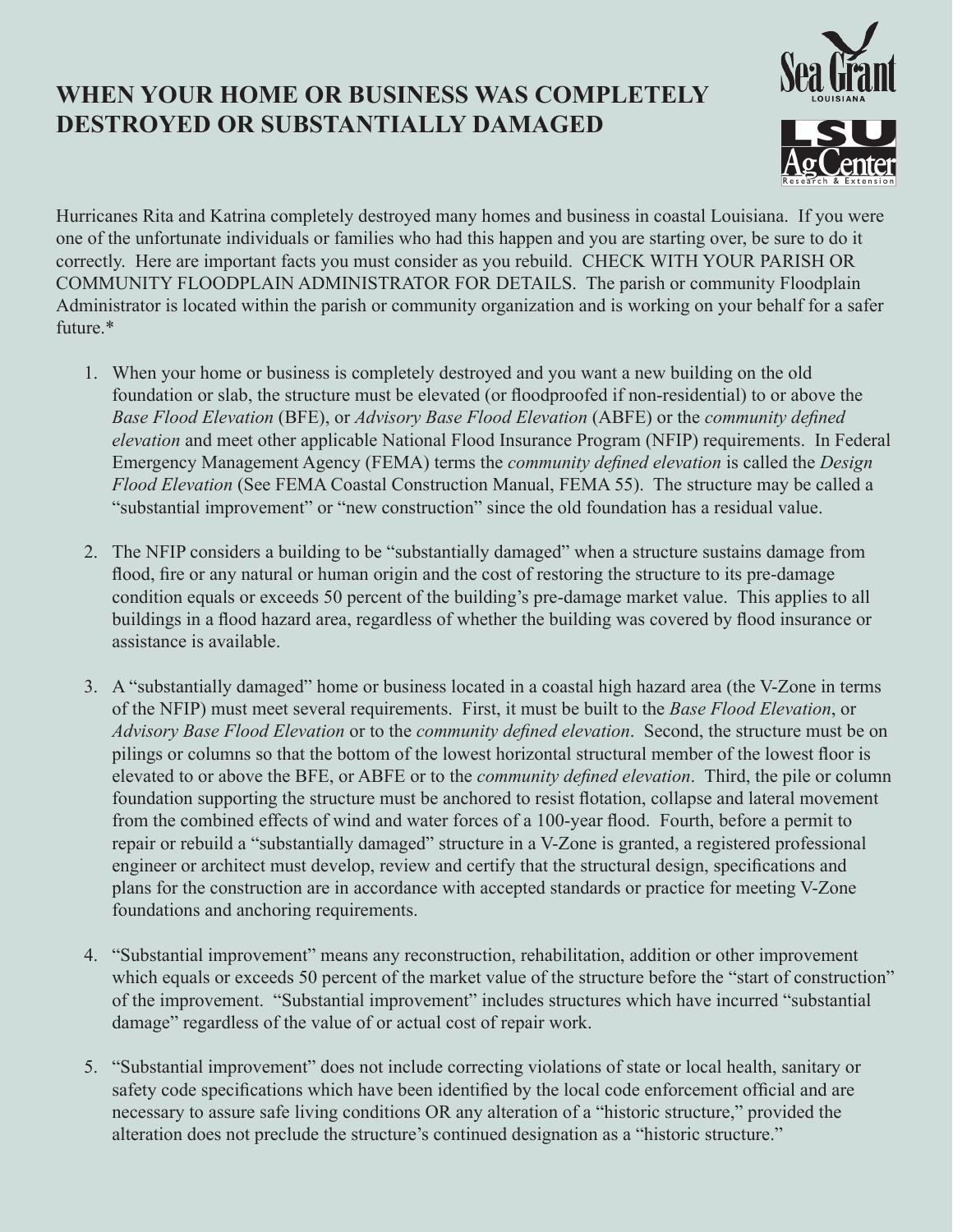# WHEN YOUR HOME OR BUSINESS WAS COMPLETELY DESTROYED OR SUBSTANTIALLY DAMAGED

Hurricanes Rita and Katrina completely destroyed many homes and business in coastal Louisiana. If you were one of the unfortunate individuals or families who had this happen and you are starting over, be sure to do it correctly. Here are important facts you must consider as you rebuild. CHECK WITH YOUR PARISH OR COMMUNITY FLOODPLAIN ADMINISTRATOR FOR DETAILS. The parish or community Floodplain Administrator is located within the parish or community organization and is working on your behalf for a safer future.*

1. When your home or business is completely destroyed and you want a new building on the old foundation or slab, the structure must be elevated (or floodproofed if non-residential) to or above the *Base Flood Elevation* (BFE), or *Advisory Base Flood Elevation* (ABFE) or the *community defined elevation* and meet other applicable National Flood Insurance Program (NFIP) requirements. In Federal Emergency Management Agency (FEMA) terms the *community defined elevation* is called the *Design Flood Elevation* (See FEMA Coastal Construction Manual, FEMA 55). The structure may be called a "substantial improvement" or "new construction" since the old foundation has a residual value.

2. The NFIP considers a building to be "substantially damaged" when a structure sustains damage from flood, fire or any natural or human origin and the cost of restoring the structure to its pre-damage condition equals or exceeds 50 percent of the building's pre-damage market value. This applies to all buildings in a flood hazard area, regardless of whether the building was covered by flood insurance or assistance is available.

3. A "substantially damaged" home or business located in a coastal high hazard area (the V-Zone in terms of the NFIP) must meet several requirements. First, it must be built to the *Base Flood Elevation*, or *Advisory Base Flood Elevation* or to the *community defined elevation*. Second, the structure must be on pilings or columns so that the bottom of the lowest horizontal structural member of the lowest floor is elevated to or above the BFE, or ABFE or to the *community defined elevation*. Third, the pile or column foundation supporting the structure must be anchored to resist flotation, collapse and lateral movement from the combined effects of wind and water forces of a 100-year flood. Fourth, before a permit to repair or rebuild a "substantially damaged" structure in a V-Zone is granted, a registered professional engineer or architect must develop, review and certify that the structural design, specifications and plans for the construction are in accordance with accepted standards or practice for meeting V-Zone foundations and anchoring requirements.

4. "Substantial improvement" means any reconstruction, rehabilitation, addition or other improvement which equals or exceeds 50 percent of the market value of the structure before the "start of construction" of the improvement. "Substantial improvement" includes structures which have incurred "substantial damage" regardless of the value of or actual cost of repair work.

5. "Substantial improvement" does not include correcting violations of state or local health, sanitary or safety code specifications which have been identified by the local code enforcement official and are necessary to assure safe living conditions OR any alteration of a "historic structure," provided the alteration does not preclude the structure's continued designation as a "historic structure."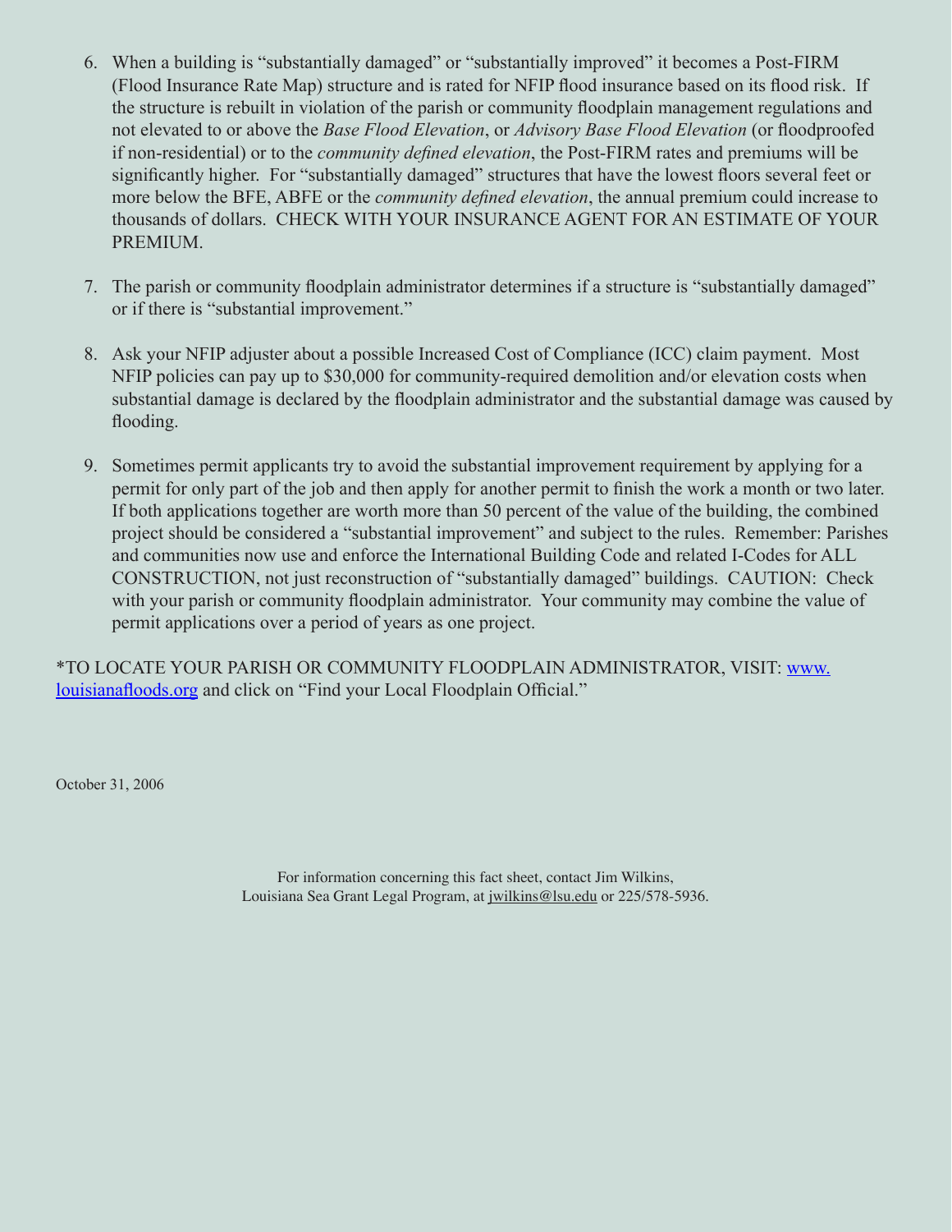6. When a building is "substantially damaged" or "substantially improved" it becomes a Post-FIRM (Flood Insurance Rate Map) structure and is rated for NFIP flood insurance based on its flood risk. If the structure is rebuilt in violation of the parish or community floodplain management regulations and not elevated to or above the *Base Flood Elevation*, or *Advisory Base Flood Elevation* (or floodproofed if non-residential) or to the *community defined elevation*, the Post-FIRM rates and premiums will be significantly higher. For "substantially damaged" structures that have the lowest floors several feet or more below the BFE, ABFE or the *community defined elevation*, the annual premium could increase to thousands of dollars. CHECK WITH YOUR INSURANCE AGENT FOR AN ESTIMATE OF YOUR PREMIUM.

7. The parish or community floodplain administrator determines if a structure is "substantially damaged" or if there is "substantial improvement."

8. Ask your NFIP adjuster about a possible Increased Cost of Compliance (ICC) claim payment. Most NFIP policies can pay up to $30,000 for community-required demolition and/or elevation costs when substantial damage is declared by the floodplain administrator and the substantial damage was caused by flooding.

9. Sometimes permit applicants try to avoid the substantial improvement requirement by applying for a permit for only part of the job and then apply for another permit to finish the work a month or two later. If both applications together are worth more than 50 percent of the value of the building, the combined project should be considered a "substantial improvement" and subject to the rules. Remember: Parishes and communities now use and enforce the International Building Code and related I-Codes for ALL CONSTRUCTION, not just reconstruction of "substantially damaged" buildings. CAUTION: Check with your parish or community floodplain administrator. Your community may combine the value of permit applications over a period of years as one project.

*TO LOCATE YOUR PARISH OR COMMUNITY FLOODPLAIN ADMINISTRATOR, VISIT: www.louisianafloods.org and click on "Find your Local Floodplain Official."

October 31, 2006

For information concerning this fact sheet, contact Jim Wilkins, Louisiana Sea Grant Legal Program, at jwilkins@lsu.edu or 225/578-5936.